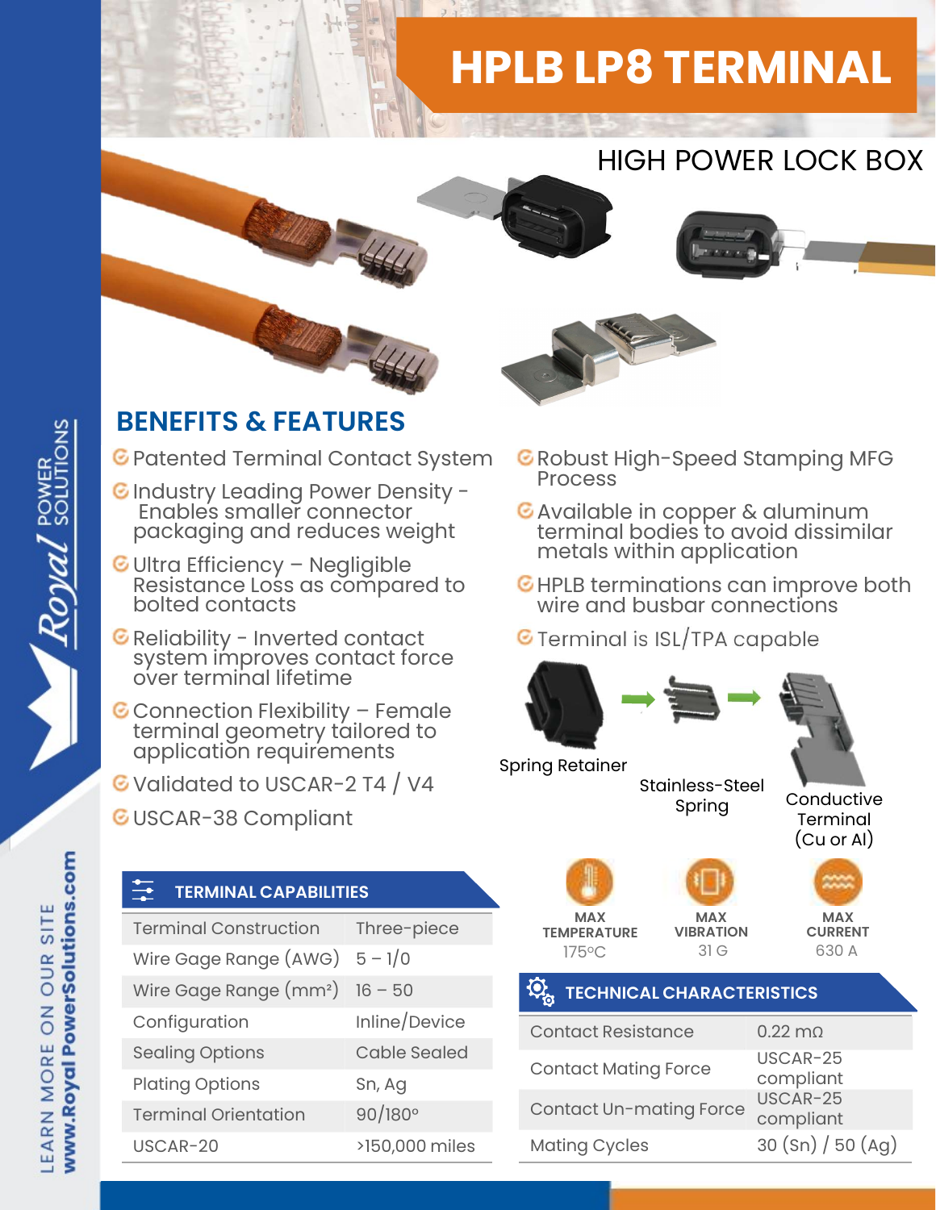# HPLB LP8 TERMINAL

## HIGH POWER LOCK BOX

## BENEFITS & FEATURES

- Patented Terminal Contact System
- Industry Leading Power Density - Enables smaller connector packaging and reduces weight
- Ultra Efficiency – Negligible Resistance Loss as compared to bolted contacts
- Reliability - Inverted contact system improves contact force over terminal lifetime
- Connection Flexibility – Female terminal geometry tailored to application requirements
- Validated to USCAR-2 T4 / V4
- USCAR-38 Compliant
- Robust High-Speed Stamping MFG Process
- Available in copper & aluminum terminal bodies to avoid dissimilar metals within application
- HPLB terminations can improve both wire and busbar connections
- Terminal is ISL/TPA capable

Spring Retainer

Stainless-Steel Spring

Conductive Terminal (Cu or Al)

### TERMINAL CAPABILITIES

| | |
|---|---|
| Terminal Construction | Three-piece |
| Wire Gage Range (AWG) | 5 – 1/0 |
| Wire Gage Range (mm²) | 16 – 50 |
| Configuration | Inline/Device |
| Sealing Options | Cable Sealed |
| Plating Options | Sn, Ag |
| Terminal Orientation | 90/180° |
| USCAR-20 | >150,000 miles |

MAX TEMPERATURE 175°C

MAX VIBRATION 31 G

MAX CURRENT 630 A

### TECHNICAL CHARACTERISTICS

| | |
|---|---|
| Contact Resistance | 0.22 mΩ |
| Contact Mating Force | USCAR-25 compliant |
| Contact Un-mating Force | USCAR-25 compliant |
| Mating Cycles | 30 (Sn) / 50 (Ag) |

LEARN MORE ON OUR SITE www.RoyalPowerSolutions.com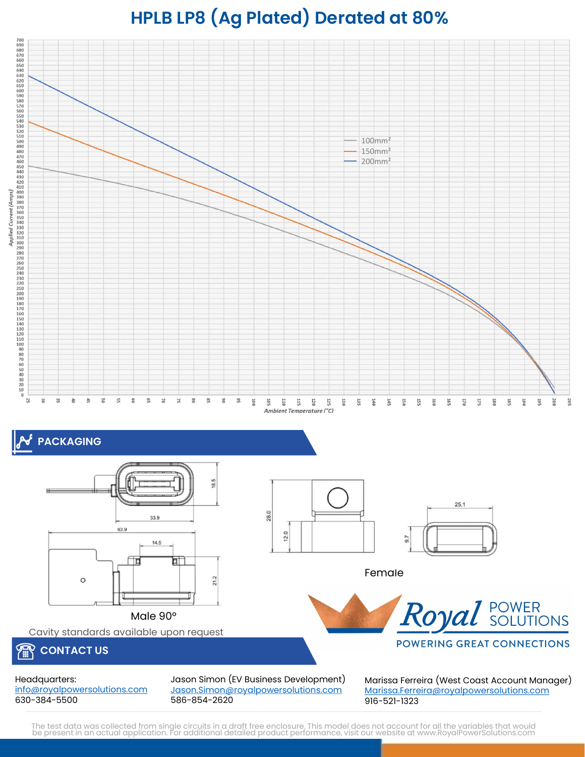# HPLB LP8 (Ag Plated) Derated at 80%

Applied Current (Amps)

Ambient Temperature (°C)

100mm²
150mm²
200mm²

## PACKAGING

18.5
33.9
63.9
14.5
21.2

Male 90°

28.0
12.0
25.1
9.7

Female

Cavity standards available upon request

Royal POWER SOLUTIONS
POWERING GREAT CONNECTIONS

## CONTACT US

Headquarters:
info@royalpowersolutions.com
630-384-5500

Jason Simon (EV Business Development)
Jason.Simon@royalpowersolutions.com
586-854-2620

Marissa Ferreira (West Coast Account Manager)
Marissa.Ferreira@royalpowersolutions.com
916-521-1323

The test data was collected from single circuits in a draft free enclosure. This model does not account for all the variables that would be present in an actual application. For additional detailed product performance, visit our website at www.RoyalPowerSolutions.com